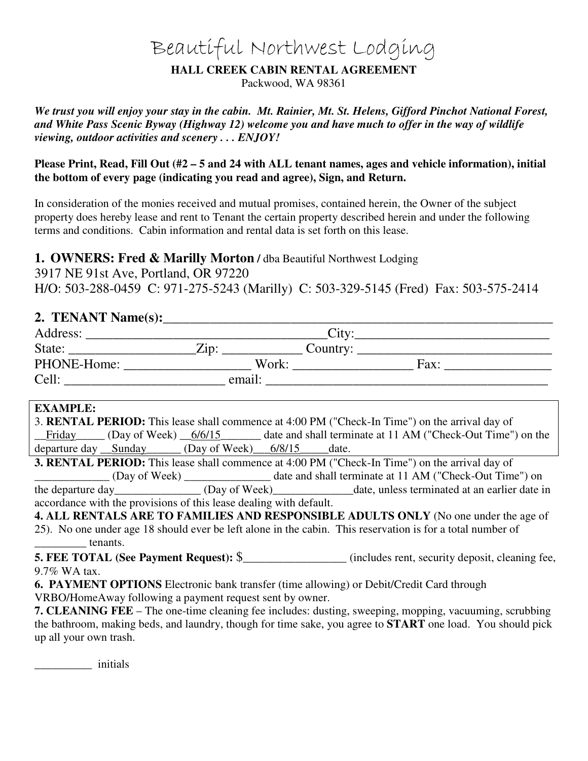# Beautiful Northwest Lodging

**HALL CREEK CABIN RENTAL AGREEMENT**

Packwood, WA 98361

***We trust you will enjoy your stay in the cabin. Mt. Rainier, Mt. St. Helens, Gifford Pinchot National Forest, and White Pass Scenic Byway (Highway 12) welcome you and have much to offer in the way of wildlife viewing, outdoor activities and scenery . . . ENJOY!***

**Please Print, Read, Fill Out (#2 – 5 and 24 with ALL tenant names, ages and vehicle information), initial the bottom of every page (indicating you read and agree), Sign, and Return.**

In consideration of the monies received and mutual promises, contained herein, the Owner of the subject property does hereby lease and rent to Tenant the certain property described herein and under the following terms and conditions. Cabin information and rental data is set forth on this lease.

**1. OWNERS: Fred & Marilly Morton /** dba Beautiful Northwest Lodging
3917 NE 91st Ave, Portland, OR 97220
H/O: 503-288-0459 C: 971-275-5243 (Marilly) C: 503-329-5145 (Fred) Fax: 503-575-2414

**2. TENANT Name(s):**_____________________________________________________________
Address: _____________________________________City:______________________________
State: ___________________Zip: ____________ Country: ______________________________
PHONE-Home: ___________________ Work: __________________ Fax: ________________
Cell: ________________________ email: _____________________________________________

> **EXAMPLE:**
> 3. **RENTAL PERIOD:** This lease shall commence at 4:00 PM ("Check-In Time") on the arrival day of __Friday_____ (Day of Week) __6/6/15_______ date and shall terminate at 11 AM ("Check-Out Time") on the departure day __Sunday______ (Day of Week)___6/8/15_____date.

**3. RENTAL PERIOD:** This lease shall commence at 4:00 PM ("Check-In Time") on the arrival day of _____________ (Day of Week) _______________ date and shall terminate at 11 AM ("Check-Out Time") on the departure day_______________ (Day of Week)______________date, unless terminated at an earlier date in accordance with the provisions of this lease dealing with default.

**4. ALL RENTALS ARE TO FAMILIES AND RESPONSIBLE ADULTS ONLY** (No one under the age of 25). No one under age 18 should ever be left alone in the cabin. This reservation is for a total number of _________ tenants.

**5. FEE TOTAL (See Payment Request):** $__________________ (includes rent, security deposit, cleaning fee, 9.7% WA tax.

**6. PAYMENT OPTIONS** Electronic bank transfer (time allowing) or Debit/Credit Card through VRBO/HomeAway following a payment request sent by owner.

**7. CLEANING FEE** – The one-time cleaning fee includes: dusting, sweeping, mopping, vacuuming, scrubbing the bathroom, making beds, and laundry, though for time sake, you agree to **START** one load. You should pick up all your own trash.

__________ initials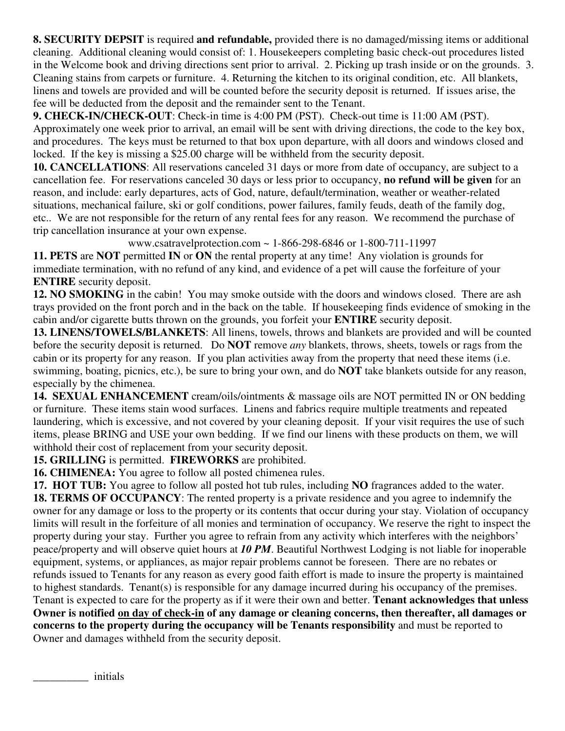**8. SECURITY DEPSIT** is required **and refundable,** provided there is no damaged/missing items or additional cleaning. Additional cleaning would consist of: 1. Housekeepers completing basic check-out procedures listed in the Welcome book and driving directions sent prior to arrival. 2. Picking up trash inside or on the grounds. 3. Cleaning stains from carpets or furniture. 4. Returning the kitchen to its original condition, etc. All blankets, linens and towels are provided and will be counted before the security deposit is returned. If issues arise, the fee will be deducted from the deposit and the remainder sent to the Tenant.

**9. CHECK-IN/CHECK-OUT**: Check-in time is 4:00 PM (PST). Check-out time is 11:00 AM (PST). Approximately one week prior to arrival, an email will be sent with driving directions, the code to the key box, and procedures. The keys must be returned to that box upon departure, with all doors and windows closed and locked. If the key is missing a $25.00 charge will be withheld from the security deposit.

**10. CANCELLATIONS**: All reservations canceled 31 days or more from date of occupancy, are subject to a cancellation fee. For reservations canceled 30 days or less prior to occupancy, **no refund will be given** for an reason, and include: early departures, acts of God, nature, default/termination, weather or weather-related situations, mechanical failure, ski or golf conditions, power failures, family feuds, death of the family dog, etc.. We are not responsible for the return of any rental fees for any reason. We recommend the purchase of trip cancellation insurance at your own expense.

www.csatravelprotection.com ~ 1-866-298-6846 or 1-800-711-11997

**11. PETS** are **NOT** permitted **IN** or **ON** the rental property at any time! Any violation is grounds for immediate termination, with no refund of any kind, and evidence of a pet will cause the forfeiture of your **ENTIRE** security deposit.

**12. NO SMOKING** in the cabin! You may smoke outside with the doors and windows closed. There are ash trays provided on the front porch and in the back on the table. If housekeeping finds evidence of smoking in the cabin and/or cigarette butts thrown on the grounds, you forfeit your **ENTIRE** security deposit.

**13. LINENS/TOWELS/BLANKETS**: All linens, towels, throws and blankets are provided and will be counted before the security deposit is returned. Do **NOT** remove *any* blankets, throws, sheets, towels or rags from the cabin or its property for any reason. If you plan activities away from the property that need these items (i.e. swimming, boating, picnics, etc.), be sure to bring your own, and do **NOT** take blankets outside for any reason, especially by the chimenea.

**14. SEXUAL ENHANCEMENT** cream/oils/ointments & massage oils are NOT permitted IN or ON bedding or furniture. These items stain wood surfaces. Linens and fabrics require multiple treatments and repeated laundering, which is excessive, and not covered by your cleaning deposit. If your visit requires the use of such items, please BRING and USE your own bedding. If we find our linens with these products on them, we will withhold their cost of replacement from your security deposit.

**15. GRILLING** is permitted. **FIREWORKS** are prohibited.

**16. CHIMENEA:** You agree to follow all posted chimenea rules.

**17. HOT TUB:** You agree to follow all posted hot tub rules, including **NO** fragrances added to the water.

**18. TERMS OF OCCUPANCY**: The rented property is a private residence and you agree to indemnify the owner for any damage or loss to the property or its contents that occur during your stay. Violation of occupancy limits will result in the forfeiture of all monies and termination of occupancy. We reserve the right to inspect the property during your stay. Further you agree to refrain from any activity which interferes with the neighbors' peace/property and will observe quiet hours at ***10 PM***. Beautiful Northwest Lodging is not liable for inoperable equipment, systems, or appliances, as major repair problems cannot be foreseen. There are no rebates or refunds issued to Tenants for any reason as every good faith effort is made to insure the property is maintained to highest standards. Tenant(s) is responsible for any damage incurred during his occupancy of the premises. Tenant is expected to care for the property as if it were their own and better. **Tenant acknowledges that unless Owner is notified <u>on day of check-in</u> of any damage or cleaning concerns, then thereafter, all damages or concerns to the property during the occupancy will be Tenants responsibility** and must be reported to Owner and damages withheld from the security deposit.

__________ initials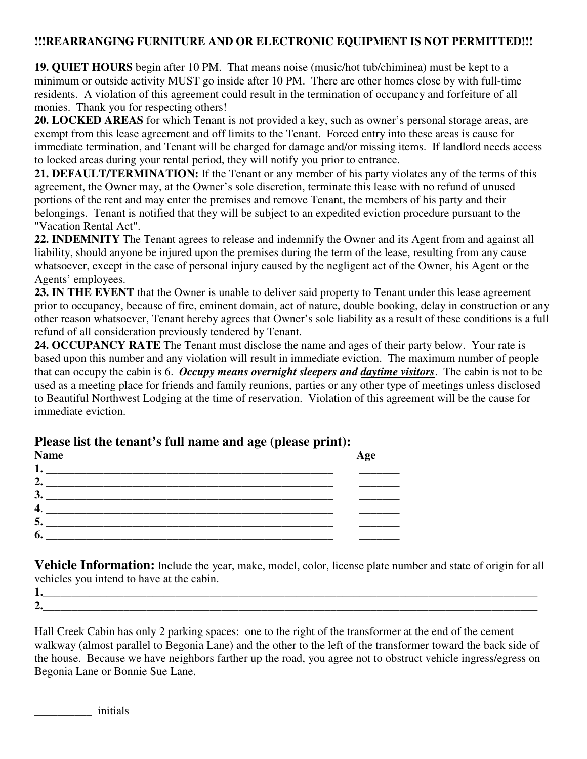**!!!REARRANGING FURNITURE AND OR ELECTRONIC EQUIPMENT IS NOT PERMITTED!!!**

**19. QUIET HOURS** begin after 10 PM. That means noise (music/hot tub/chiminea) must be kept to a minimum or outside activity MUST go inside after 10 PM. There are other homes close by with full-time residents. A violation of this agreement could result in the termination of occupancy and forfeiture of all monies. Thank you for respecting others!

**20. LOCKED AREAS** for which Tenant is not provided a key, such as owner's personal storage areas, are exempt from this lease agreement and off limits to the Tenant. Forced entry into these areas is cause for immediate termination, and Tenant will be charged for damage and/or missing items. If landlord needs access to locked areas during your rental period, they will notify you prior to entrance.

**21. DEFAULT/TERMINATION:** If the Tenant or any member of his party violates any of the terms of this agreement, the Owner may, at the Owner's sole discretion, terminate this lease with no refund of unused portions of the rent and may enter the premises and remove Tenant, the members of his party and their belongings. Tenant is notified that they will be subject to an expedited eviction procedure pursuant to the "Vacation Rental Act".

**22. INDEMNITY** The Tenant agrees to release and indemnify the Owner and its Agent from and against all liability, should anyone be injured upon the premises during the term of the lease, resulting from any cause whatsoever, except in the case of personal injury caused by the negligent act of the Owner, his Agent or the Agents' employees.

**23. IN THE EVENT** that the Owner is unable to deliver said property to Tenant under this lease agreement prior to occupancy, because of fire, eminent domain, act of nature, double booking, delay in construction or any other reason whatsoever, Tenant hereby agrees that Owner's sole liability as a result of these conditions is a full refund of all consideration previously tendered by Tenant.

**24. OCCUPANCY RATE** The Tenant must disclose the name and ages of their party below. Your rate is based upon this number and any violation will result in immediate eviction. The maximum number of people that can occupy the cabin is 6. ***Occupy means overnight sleepers and <u>daytime visitors</u>***. The cabin is not to be used as a meeting place for friends and family reunions, parties or any other type of meetings unless disclosed to Beautiful Northwest Lodging at the time of reservation. Violation of this agreement will be the cause for immediate eviction.

## Please list the tenant's full name and age (please print):

| Name | Age |
|---|---|
| 1. ______________________________________________ | _______ |
| 2. ______________________________________________ | _______ |
| 3. ______________________________________________ | _______ |
| 4. ______________________________________________ | _______ |
| 5. ______________________________________________ | _______ |
| 6. ______________________________________________ | _______ |

**Vehicle Information:** Include the year, make, model, color, license plate number and state of origin for all vehicles you intend to have at the cabin.

1.________________________________________________________________________________

2.________________________________________________________________________________

Hall Creek Cabin has only 2 parking spaces: one to the right of the transformer at the end of the cement walkway (almost parallel to Begonia Lane) and the other to the left of the transformer toward the back side of the house. Because we have neighbors farther up the road, you agree not to obstruct vehicle ingress/egress on Begonia Lane or Bonnie Sue Lane.

__________ initials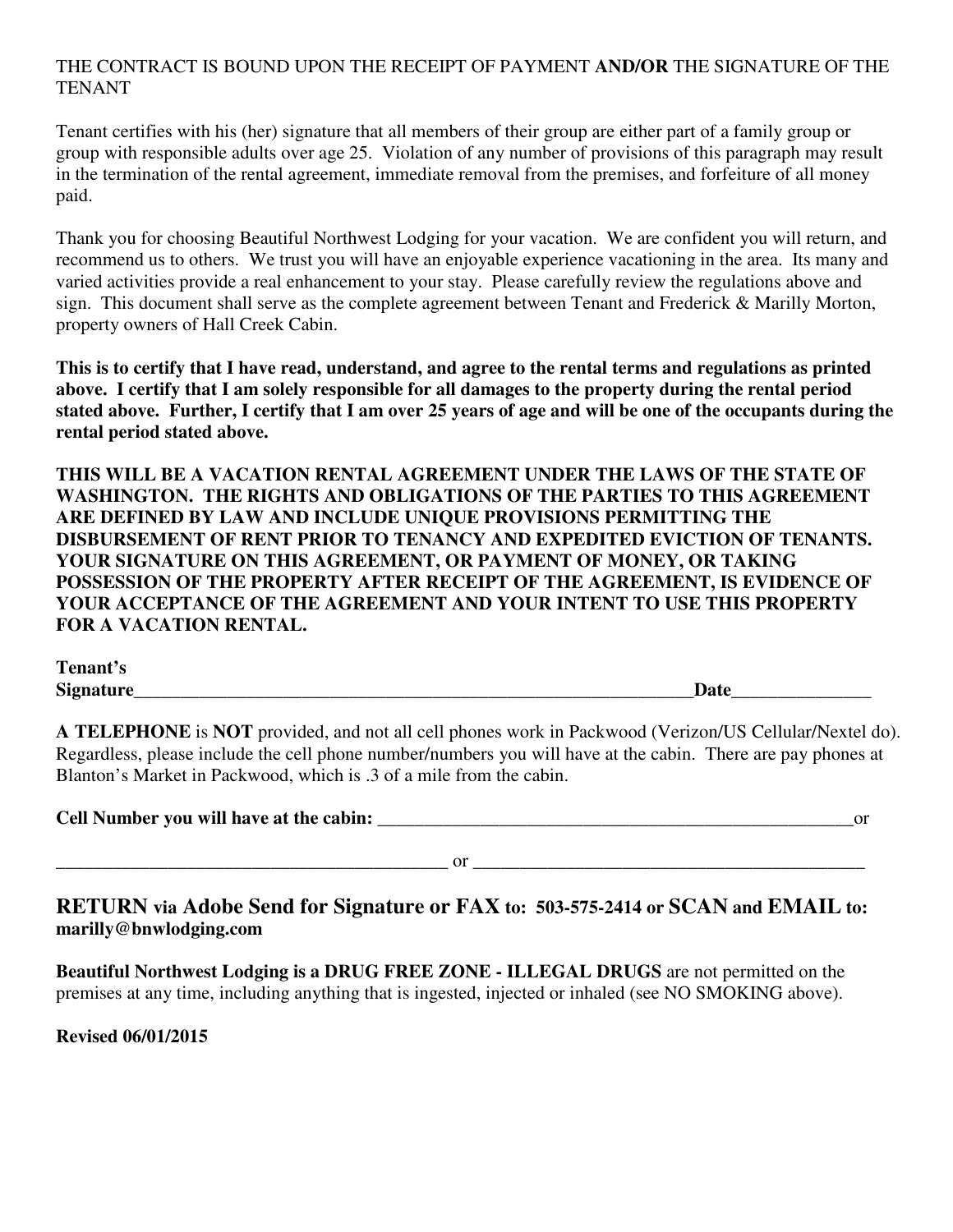THE CONTRACT IS BOUND UPON THE RECEIPT OF PAYMENT **AND/OR** THE SIGNATURE OF THE TENANT

Tenant certifies with his (her) signature that all members of their group are either part of a family group or group with responsible adults over age 25. Violation of any number of provisions of this paragraph may result in the termination of the rental agreement, immediate removal from the premises, and forfeiture of all money paid.

Thank you for choosing Beautiful Northwest Lodging for your vacation. We are confident you will return, and recommend us to others. We trust you will have an enjoyable experience vacationing in the area. Its many and varied activities provide a real enhancement to your stay. Please carefully review the regulations above and sign. This document shall serve as the complete agreement between Tenant and Frederick & Marilly Morton, property owners of Hall Creek Cabin.

**This is to certify that I have read, understand, and agree to the rental terms and regulations as printed above. I certify that I am solely responsible for all damages to the property during the rental period stated above. Further, I certify that I am over 25 years of age and will be one of the occupants during the rental period stated above.**

**THIS WILL BE A VACATION RENTAL AGREEMENT UNDER THE LAWS OF THE STATE OF WASHINGTON. THE RIGHTS AND OBLIGATIONS OF THE PARTIES TO THIS AGREEMENT ARE DEFINED BY LAW AND INCLUDE UNIQUE PROVISIONS PERMITTING THE DISBURSEMENT OF RENT PRIOR TO TENANCY AND EXPEDITED EVICTION OF TENANTS. YOUR SIGNATURE ON THIS AGREEMENT, OR PAYMENT OF MONEY, OR TAKING POSSESSION OF THE PROPERTY AFTER RECEIPT OF THE AGREEMENT, IS EVIDENCE OF YOUR ACCEPTANCE OF THE AGREEMENT AND YOUR INTENT TO USE THIS PROPERTY FOR A VACATION RENTAL.**

**Tenant's Signature**_______________________________________________________________**Date**_______________

**A TELEPHONE** is **NOT** provided, and not all cell phones work in Packwood (Verizon/US Cellular/Nextel do). Regardless, please include the cell phone number/numbers you will have at the cabin. There are pay phones at Blanton's Market in Packwood, which is .3 of a mile from the cabin.

**Cell Number you will have at the cabin:** _____________________________________________________or

__________________________________________ or __________________________________________

**RETURN via Adobe Send for Signature or FAX to: 503-575-2414 or SCAN and EMAIL to: marilly@bnwlodging.com**

**Beautiful Northwest Lodging is a DRUG FREE ZONE - ILLEGAL DRUGS** are not permitted on the premises at any time, including anything that is ingested, injected or inhaled (see NO SMOKING above).

**Revised 06/01/2015**